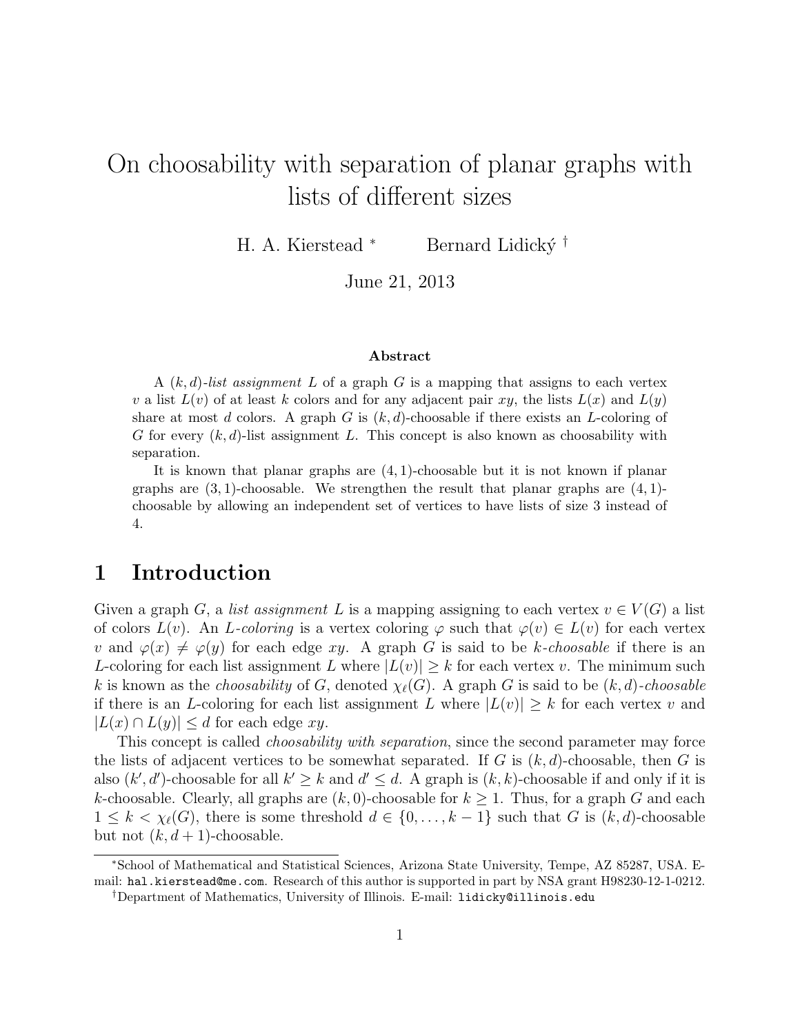# On choosability with separation of planar graphs with lists of different sizes

H. A. Kierstead [*] Bernard Lidický [†]

June 21, 2013

### Abstract

A $(k, d)$-*list assignment* $L$ of a graph $G$ is a mapping that assigns to each vertex $v$ a list $L(v)$ of at least $k$ colors and for any adjacent pair $xy$, the lists $L(x)$ and $L(y)$ share at most $d$ colors. A graph $G$ is $(k, d)$-choosable if there exists an $L$-coloring of $G$ for every $(k, d)$-list assignment $L$. This concept is also known as choosability with separation.

It is known that planar graphs are $(4, 1)$-choosable but it is not known if planar graphs are $(3, 1)$-choosable. We strengthen the result that planar graphs are $(4, 1)$-choosable by allowing an independent set of vertices to have lists of size 3 instead of 4.

## 1 Introduction

Given a graph $G$, a *list assignment* $L$ is a mapping assigning to each vertex $v \in V(G)$ a list of colors $L(v)$. An $L$-*coloring* is a vertex coloring $\varphi$ such that $\varphi(v) \in L(v)$ for each vertex $v$ and $\varphi(x) \neq \varphi(y)$ for each edge $xy$. A graph $G$ is said to be $k$-*choosable* if there is an $L$-coloring for each list assignment $L$ where $|L(v)| \geq k$ for each vertex $v$. The minimum such $k$ is known as the *choosability* of $G$, denoted $\chi_\ell(G)$. A graph $G$ is said to be $(k, d)$-*choosable* if there is an $L$-coloring for each list assignment $L$ where $|L(v)| \geq k$ for each vertex $v$ and $|L(x) \cap L(y)| \leq d$ for each edge $xy$.

This concept is called *choosability with separation*, since the second parameter may force the lists of adjacent vertices to be somewhat separated. If $G$ is $(k, d)$-choosable, then $G$ is also $(k', d')$-choosable for all $k' \geq k$ and $d' \leq d$. A graph is $(k, k)$-choosable if and only if it is $k$-choosable. Clearly, all graphs are $(k, 0)$-choosable for $k \geq 1$. Thus, for a graph $G$ and each $1 \leq k < \chi_\ell(G)$, there is some threshold $d \in \{0, \dots, k-1\}$ such that $G$ is $(k, d)$-choosable but not $(k, d + 1)$-choosable.

[*] School of Mathematical and Statistical Sciences, Arizona State University, Tempe, AZ 85287, USA. E-mail: hal.kierstead@me.com. Research of this author is supported in part by NSA grant H98230-12-1-0212.

[†] Department of Mathematics, University of Illinois. E-mail: lidicky@illinois.edu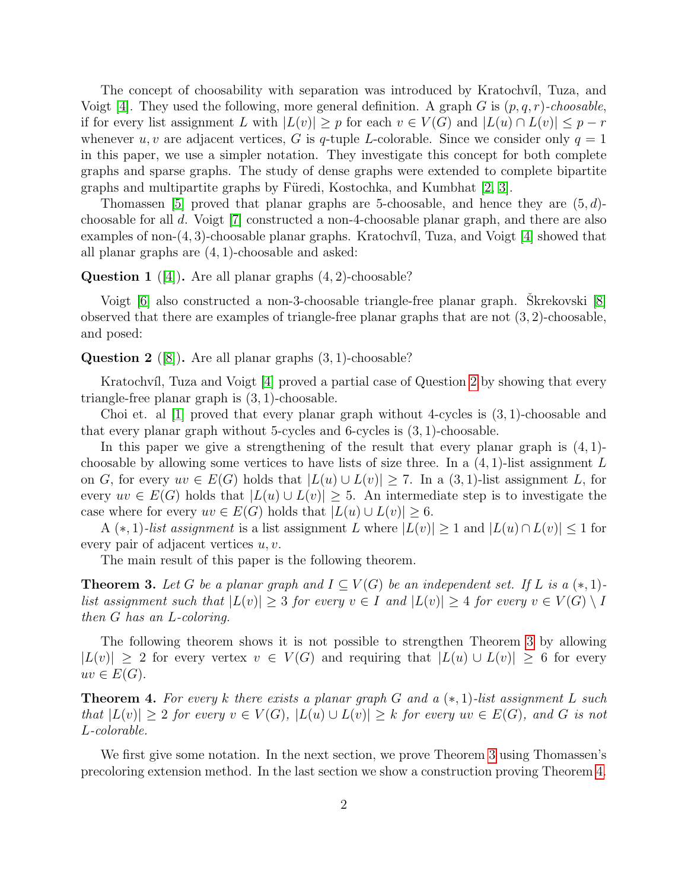The concept of choosability with separation was introduced by Kratochvíl, Tuza, and Voigt [4]. They used the following, more general definition. A graph $G$ is $(p, q, r)$-*choosable*, if for every list assignment $L$ with $|L(v)| \geq p$ for each $v \in V(G)$ and $|L(u) \cap L(v)| \leq p - r$ whenever $u, v$ are adjacent vertices, $G$ is $q$-tuple $L$-colorable. Since we consider only $q = 1$ in this paper, we use a simpler notation. They investigate this concept for both complete graphs and sparse graphs. The study of dense graphs were extended to complete bipartite graphs and multipartite graphs by Füredi, Kostochka, and Kumbhat [2, 3].

Thomassen [5] proved that planar graphs are 5-choosable, and hence they are $(5, d)$-choosable for all $d$. Voigt [7] constructed a non-4-choosable planar graph, and there are also examples of non-$(4, 3)$-choosable planar graphs. Kratochvíl, Tuza, and Voigt [4] showed that all planar graphs are $(4, 1)$-choosable and asked:

**Question 1** ([4]). Are all planar graphs $(4, 2)$-choosable?

Voigt [6] also constructed a non-3-choosable triangle-free planar graph. Škrekovski [8] observed that there are examples of triangle-free planar graphs that are not $(3, 2)$-choosable, and posed:

**Question 2** ([8]). Are all planar graphs $(3, 1)$-choosable?

Kratochvíl, Tuza and Voigt [4] proved a partial case of Question 2 by showing that every triangle-free planar graph is $(3, 1)$-choosable.

Choi et. al [1] proved that every planar graph without 4-cycles is $(3, 1)$-choosable and that every planar graph without 5-cycles and 6-cycles is $(3, 1)$-choosable.

In this paper we give a strengthening of the result that every planar graph is $(4, 1)$-choosable by allowing some vertices to have lists of size three. In a $(4, 1)$-list assignment $L$ on $G$, for every $uv \in E(G)$ holds that $|L(u) \cup L(v)| \geq 7$. In a $(3, 1)$-list assignment $L$, for every $uv \in E(G)$ holds that $|L(u) \cup L(v)| \geq 5$. An intermediate step is to investigate the case where for every $uv \in E(G)$ holds that $|L(u) \cup L(v)| \geq 6$.

A $(*, 1)$-*list assignment* is a list assignment $L$ where $|L(v)| \geq 1$ and $|L(u) \cap L(v)| \leq 1$ for every pair of adjacent vertices $u, v$.

The main result of this paper is the following theorem.

**Theorem 3.** *Let $G$ be a planar graph and $I \subseteq V(G)$ be an independent set. If $L$ is a $(*, 1)$-list assignment such that $|L(v)| \geq 3$ for every $v \in I$ and $|L(v)| \geq 4$ for every $v \in V(G) \setminus I$ then $G$ has an $L$-coloring.*

The following theorem shows it is not possible to strengthen Theorem 3 by allowing $|L(v)| \geq 2$ for every vertex $v \in V(G)$ and requiring that $|L(u) \cup L(v)| \geq 6$ for every $uv \in E(G)$.

**Theorem 4.** *For every $k$ there exists a planar graph $G$ and a $(*, 1)$-list assignment $L$ such that $|L(v)| \geq 2$ for every $v \in V(G)$, $|L(u) \cup L(v)| \geq k$ for every $uv \in E(G)$, and $G$ is not $L$-colorable.*

We first give some notation. In the next section, we prove Theorem 3 using Thomassen's precoloring extension method. In the last section we show a construction proving Theorem 4.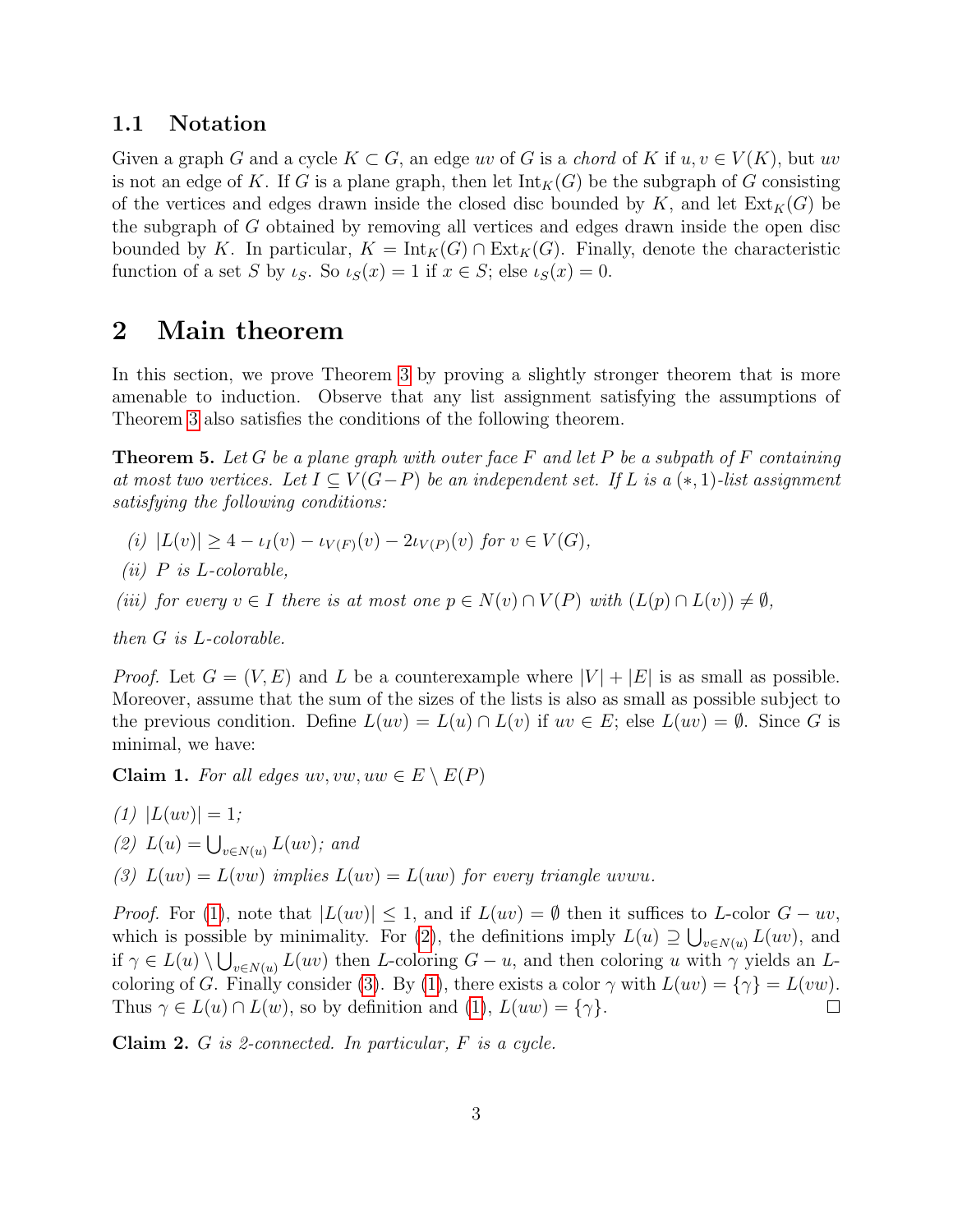### 1.1 Notation

Given a graph $G$ and a cycle $K \subset G$, an edge $uv$ of $G$ is a *chord* of $K$ if $u, v \in V(K)$, but $uv$ is not an edge of $K$. If $G$ is a plane graph, then let $\mathrm{Int}_K(G)$ be the subgraph of $G$ consisting of the vertices and edges drawn inside the closed disc bounded by $K$, and let $\mathrm{Ext}_K(G)$ be the subgraph of $G$ obtained by removing all vertices and edges drawn inside the open disc bounded by $K$. In particular, $K = \mathrm{Int}_K(G) \cap \mathrm{Ext}_K(G)$. Finally, denote the characteristic function of a set $S$ by $\iota_S$. So $\iota_S(x) = 1$ if $x \in S$; else $\iota_S(x) = 0$.

## 2 Main theorem

In this section, we prove Theorem 3 by proving a slightly stronger theorem that is more amenable to induction. Observe that any list assignment satisfying the assumptions of Theorem 3 also satisfies the conditions of the following theorem.

**Theorem 5.** *Let $G$ be a plane graph with outer face $F$ and let $P$ be a subpath of $F$ containing at most two vertices. Let $I \subseteq V(G-P)$ be an independent set. If $L$ is a $(*, 1)$-list assignment satisfying the following conditions:*

*(i) $|L(v)| \geq 4 - \iota_I(v) - \iota_{V(F)}(v) - 2\iota_{V(P)}(v)$ for $v \in V(G)$,*

*(ii) $P$ is $L$-colorable,*

*(iii) for every $v \in I$ there is at most one $p \in N(v) \cap V(P)$ with $(L(p) \cap L(v)) \neq \emptyset$,*

*then $G$ is $L$-colorable.*

*Proof.* Let $G = (V, E)$ and $L$ be a counterexample where $|V| + |E|$ is as small as possible. Moreover, assume that the sum of the sizes of the lists is also as small as possible subject to the previous condition. Define $L(uv) = L(u) \cap L(v)$ if $uv \in E$; else $L(uv) = \emptyset$. Since $G$ is minimal, we have:

**Claim 1.** *For all edges $uv, vw, uw \in E \setminus E(P)$*

*(1) $|L(uv)| = 1$;*

*(2) $L(u) = \bigcup_{v \in N(u)} L(uv)$; and*

*(3) $L(uv) = L(vw)$ implies $L(uv) = L(uw)$ for every triangle $uvwu$.*

*Proof.* For (1), note that $|L(uv)| \leq 1$, and if $L(uv) = \emptyset$ then it suffices to $L$-color $G - uv$, which is possible by minimality. For (2), the definitions imply $L(u) \supseteq \bigcup_{v \in N(u)} L(uv)$, and if $\gamma \in L(u) \setminus \bigcup_{v \in N(u)} L(uv)$ then $L$-coloring $G - u$, and then coloring $u$ with $\gamma$ yields an $L$-coloring of $G$. Finally consider (3). By (1), there exists a color $\gamma$ with $L(uv) = \{\gamma\} = L(vw)$. Thus $\gamma \in L(u) \cap L(w)$, so by definition and (1), $L(uw) = \{\gamma\}$. □

**Claim 2.** *$G$ is 2-connected. In particular, $F$ is a cycle.*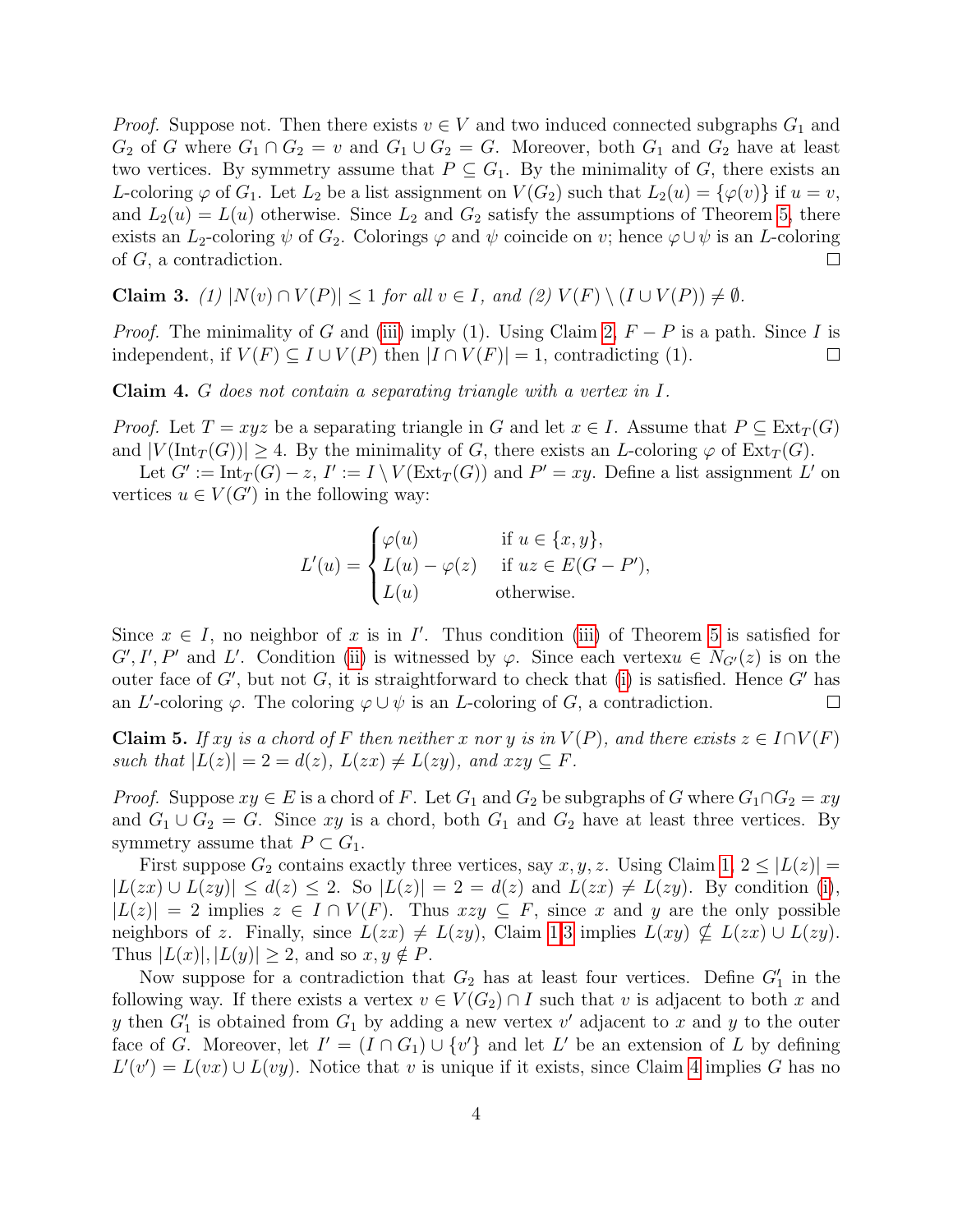*Proof.* Suppose not. Then there exists $v \in V$ and two induced connected subgraphs $G_1$ and $G_2$ of $G$ where $G_1 \cap G_2 = v$ and $G_1 \cup G_2 = G$. Moreover, both $G_1$ and $G_2$ have at least two vertices. By symmetry assume that $P \subseteq G_1$. By the minimality of $G$, there exists an $L$-coloring $\varphi$ of $G_1$. Let $L_2$ be a list assignment on $V(G_2)$ such that $L_2(u) = \{\varphi(v)\}$ if $u = v$, and $L_2(u) = L(u)$ otherwise. Since $L_2$ and $G_2$ satisfy the assumptions of Theorem 5, there exists an $L_2$-coloring $\psi$ of $G_2$. Colorings $\varphi$ and $\psi$ coincide on $v$; hence $\varphi \cup \psi$ is an $L$-coloring of $G$, a contradiction. □

**Claim 3.** *(1) $|N(v) \cap V(P)| \leq 1$ for all $v \in I$, and (2) $V(F) \setminus (I \cup V(P)) \neq \emptyset$.*

*Proof.* The minimality of $G$ and (iii) imply (1). Using Claim 2, $F - P$ is a path. Since $I$ is independent, if $V(F) \subseteq I \cup V(P)$ then $|I \cap V(F)| = 1$, contradicting (1). □

**Claim 4.** *$G$ does not contain a separating triangle with a vertex in $I$.*

*Proof.* Let $T = xyz$ be a separating triangle in $G$ and let $x \in I$. Assume that $P \subseteq \text{Ext}_T(G)$ and $|V(\text{Int}_T(G))| \geq 4$. By the minimality of $G$, there exists an $L$-coloring $\varphi$ of $\text{Ext}_T(G)$.

Let $G' := \text{Int}_T(G) - z$, $I' := I \setminus V(\text{Ext}_T(G))$ and $P' = xy$. Define a list assignment $L'$ on vertices $u \in V(G')$ in the following way:

$$L'(u) = \begin{cases} \varphi(u) & \text{if } u \in \{x, y\}, \\ L(u) - \varphi(z) & \text{if } uz \in E(G - P'), \\ L(u) & \text{otherwise.} \end{cases}$$

Since $x \in I$, no neighbor of $x$ is in $I'$. Thus condition (iii) of Theorem 5 is satisfied for $G', I', P'$ and $L'$. Condition (ii) is witnessed by $\varphi$. Since each vertex$u \in N_{G'}(z)$ is on the outer face of $G'$, but not $G$, it is straightforward to check that (i) is satisfied. Hence $G'$ has an $L'$-coloring $\varphi$. The coloring $\varphi \cup \psi$ is an $L$-coloring of $G$, a contradiction. □

**Claim 5.** *If $xy$ is a chord of $F$ then neither $x$ nor $y$ is in $V(P)$, and there exists $z \in I \cap V(F)$ such that $|L(z)| = 2 = d(z)$, $L(zx) \neq L(zy)$, and $xzy \subseteq F$.*

*Proof.* Suppose $xy \in E$ is a chord of $F$. Let $G_1$ and $G_2$ be subgraphs of $G$ where $G_1 \cap G_2 = xy$ and $G_1 \cup G_2 = G$. Since $xy$ is a chord, both $G_1$ and $G_2$ have at least three vertices. By symmetry assume that $P \subset G_1$.

First suppose $G_2$ contains exactly three vertices, say $x, y, z$. Using Claim 1, $2 \leq |L(z)| = |L(zx) \cup L(zy)| \leq d(z) \leq 2$. So $|L(z)| = 2 = d(z)$ and $L(zx) \neq L(zy)$. By condition (i), $|L(z)| = 2$ implies $z \in I \cap V(F)$. Thus $xzy \subseteq F$, since $x$ and $y$ are the only possible neighbors of $z$. Finally, since $L(zx) \neq L(zy)$, Claim 1.3 implies $L(xy) \not\subseteq L(zx) \cup L(zy)$. Thus $|L(x)|, |L(y)| \geq 2$, and so $x, y \notin P$.

Now suppose for a contradiction that $G_2$ has at least four vertices. Define $G_1'$ in the following way. If there exists a vertex $v \in V(G_2) \cap I$ such that $v$ is adjacent to both $x$ and $y$ then $G_1'$ is obtained from $G_1$ by adding a new vertex $v'$ adjacent to $x$ and $y$ to the outer face of $G$. Moreover, let $I' = (I \cap G_1) \cup \{v'\}$ and let $L'$ be an extension of $L$ by defining $L'(v') = L(vx) \cup L(vy)$. Notice that $v$ is unique if it exists, since Claim 4 implies $G$ has no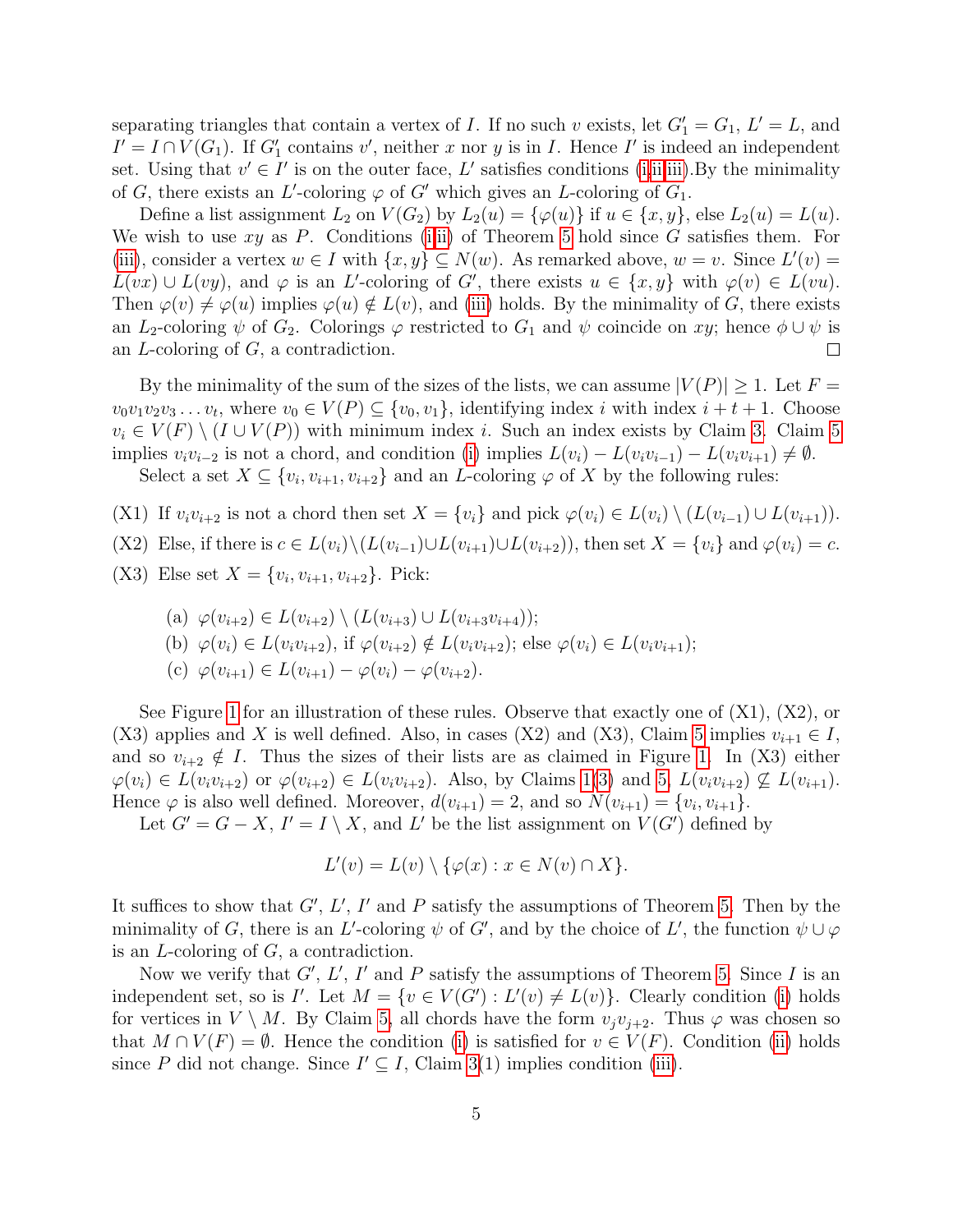separating triangles that contain a vertex of $I$. If no such $v$ exists, let $G'_1 = G_1$, $L' = L$, and $I' = I \cap V(G_1)$. If $G'_1$ contains $v'$, neither $x$ nor $y$ is in $I$. Hence $I'$ is indeed an independent set. Using that $v' \in I'$ is on the outer face, $L'$ satisfies conditions (i,ii,iii).By the minimality of $G$, there exists an $L'$-coloring $\varphi$ of $G'$ which gives an $L$-coloring of $G_1$.

Define a list assignment $L_2$ on $V(G_2)$ by $L_2(u) = \{\varphi(u)\}$ if $u \in \{x, y\}$, else $L_2(u) = L(u)$. We wish to use $xy$ as $P$. Conditions (i,ii) of Theorem 5 hold since $G$ satisfies them. For (iii), consider a vertex $w \in I$ with $\{x, y\} \subseteq N(w)$. As remarked above, $w = v$. Since $L'(v) = L(vx) \cup L(vy)$, and $\varphi$ is an $L'$-coloring of $G'$, there exists $u \in \{x, y\}$ with $\varphi(v) \in L(vu)$. Then $\varphi(v) \neq \varphi(u)$ implies $\varphi(u) \notin L(v)$, and (iii) holds. By the minimality of $G$, there exists an $L_2$-coloring $\psi$ of $G_2$. Colorings $\varphi$ restricted to $G_1$ and $\psi$ coincide on $xy$; hence $\phi \cup \psi$ is an $L$-coloring of $G$, a contradiction. □

By the minimality of the sum of the sizes of the lists, we can assume $|V(P)| \geq 1$. Let $F = v_0v_1v_2v_3 \ldots v_t$, where $v_0 \in V(P) \subseteq \{v_0, v_1\}$, identifying index $i$ with index $i + t + 1$. Choose $v_i \in V(F) \setminus (I \cup V(P))$ with minimum index $i$. Such an index exists by Claim 3. Claim 5 implies $v_iv_{i-2}$ is not a chord, and condition (i) implies $L(v_i) - L(v_iv_{i-1}) - L(v_iv_{i+1}) \neq \emptyset$.

Select a set $X \subseteq \{v_i, v_{i+1}, v_{i+2}\}$ and an $L$-coloring $\varphi$ of $X$ by the following rules:

(X1) If $v_iv_{i+2}$ is not a chord then set $X = \{v_i\}$ and pick $\varphi(v_i) \in L(v_i) \setminus (L(v_{i-1}) \cup L(v_{i+1}))$.

(X2) Else, if there is $c \in L(v_i) \setminus (L(v_{i-1}) \cup L(v_{i+1}) \cup L(v_{i+2}))$, then set $X = \{v_i\}$ and $\varphi(v_i) = c$.

(X3) Else set $X = \{v_i, v_{i+1}, v_{i+2}\}$. Pick:

   (a) $\varphi(v_{i+2}) \in L(v_{i+2}) \setminus (L(v_{i+3}) \cup L(v_{i+3}v_{i+4}))$;

   (b) $\varphi(v_i) \in L(v_iv_{i+2})$, if $\varphi(v_{i+2}) \notin L(v_iv_{i+2})$; else $\varphi(v_i) \in L(v_iv_{i+1})$;

   (c) $\varphi(v_{i+1}) \in L(v_{i+1}) - \varphi(v_i) - \varphi(v_{i+2})$.

See Figure 1 for an illustration of these rules. Observe that exactly one of (X1), (X2), or (X3) applies and $X$ is well defined. Also, in cases (X2) and (X3), Claim 5 implies $v_{i+1} \in I$, and so $v_{i+2} \notin I$. Thus the sizes of their lists are as claimed in Figure 1. In (X3) either $\varphi(v_i) \in L(v_iv_{i+2})$ or $\varphi(v_{i+2}) \in L(v_iv_{i+2})$. Also, by Claims 1(3) and 5, $L(v_iv_{i+2}) \not\subseteq L(v_{i+1})$. Hence $\varphi$ is also well defined. Moreover, $d(v_{i+1}) = 2$, and so $N(v_{i+1}) = \{v_i, v_{i+1}\}$.

Let $G' = G - X$, $I' = I \setminus X$, and $L'$ be the list assignment on $V(G')$ defined by

$$L'(v) = L(v) \setminus \{\varphi(x) : x \in N(v) \cap X\}.$$

It suffices to show that $G'$, $L'$, $I'$ and $P$ satisfy the assumptions of Theorem 5. Then by the minimality of $G$, there is an $L'$-coloring $\psi$ of $G'$, and by the choice of $L'$, the function $\psi \cup \varphi$ is an $L$-coloring of $G$, a contradiction.

Now we verify that $G'$, $L'$, $I'$ and $P$ satisfy the assumptions of Theorem 5. Since $I$ is an independent set, so is $I'$. Let $M = \{v \in V(G') : L'(v) \neq L(v)\}$. Clearly condition (i) holds for vertices in $V \setminus M$. By Claim 5, all chords have the form $v_jv_{j+2}$. Thus $\varphi$ was chosen so that $M \cap V(F) = \emptyset$. Hence the condition (i) is satisfied for $v \in V(F)$. Condition (ii) holds since $P$ did not change. Since $I' \subseteq I$, Claim 3(1) implies condition (iii).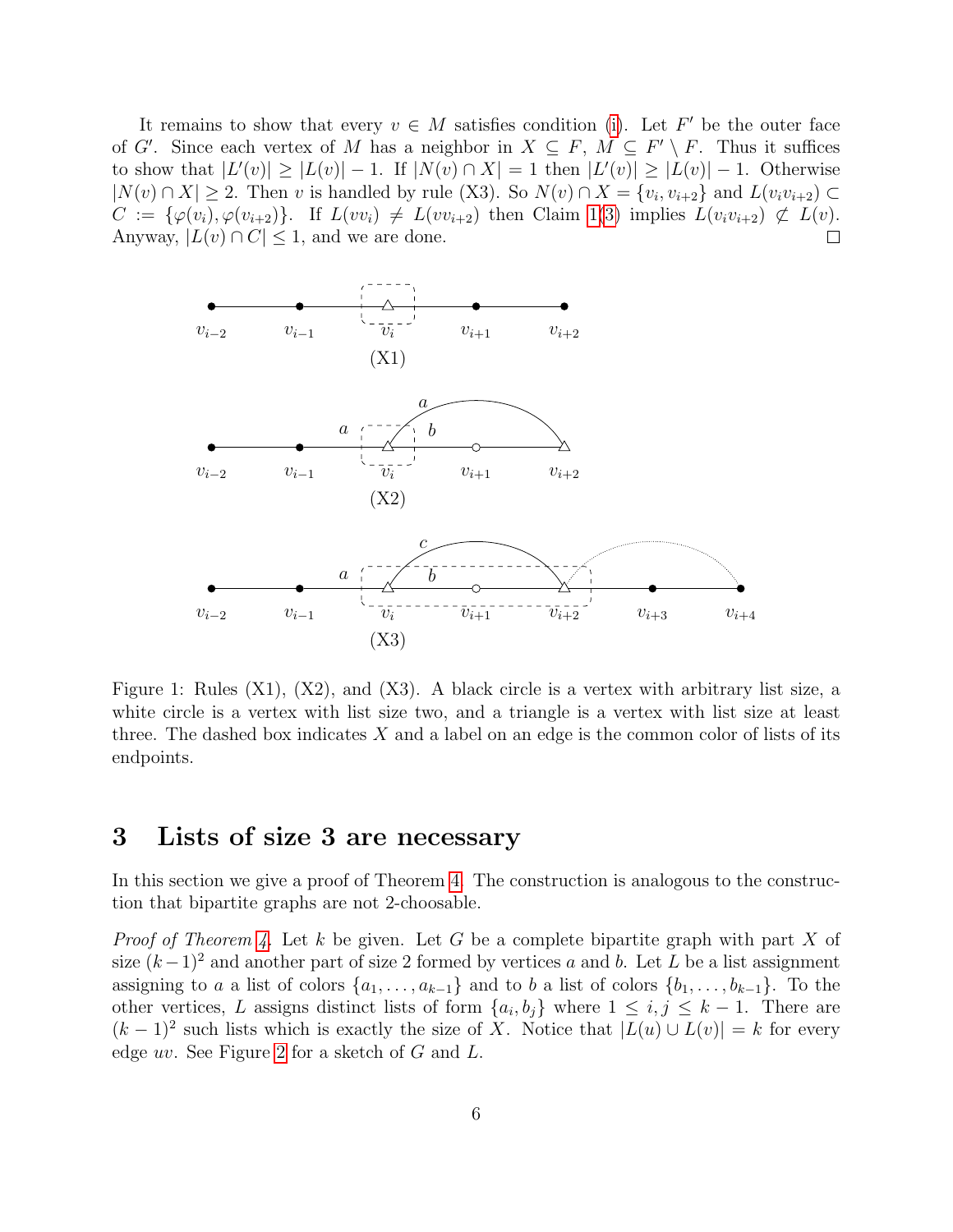It remains to show that every $v \in M$ satisfies condition (i). Let $F'$ be the outer face of $G'$. Since each vertex of $M$ has a neighbor in $X \subseteq F$, $M \subseteq F' \setminus F$. Thus it suffices to show that $|L'(v)| \geq |L(v)| - 1$. If $|N(v) \cap X| = 1$ then $|L'(v)| \geq |L(v)| - 1$. Otherwise $|N(v) \cap X| \geq 2$. Then $v$ is handled by rule (X3). So $N(v) \cap X = \{v_i, v_{i+2}\}$ and $L(v_i v_{i+2}) \subset C := \{\varphi(v_i), \varphi(v_{i+2})\}$. If $L(vv_i) \neq L(vv_{i+2})$ then Claim 1(3) implies $L(v_i v_{i+2}) \not\subset L(v)$. Anyway, $|L(v) \cap C| \leq 1$, and we are done. □

Figure 1: Rules (X1), (X2), and (X3). A black circle is a vertex with arbitrary list size, a white circle is a vertex with list size two, and a triangle is a vertex with list size at least three. The dashed box indicates $X$ and a label on an edge is the common color of lists of its endpoints.

## 3 Lists of size 3 are necessary

In this section we give a proof of Theorem 4. The construction is analogous to the construction that bipartite graphs are not 2-choosable.

*Proof of Theorem 4.* Let $k$ be given. Let $G$ be a complete bipartite graph with part $X$ of size $(k-1)^2$ and another part of size 2 formed by vertices $a$ and $b$. Let $L$ be a list assignment assigning to $a$ a list of colors $\{a_1, \ldots, a_{k-1}\}$ and to $b$ a list of colors $\{b_1, \ldots, b_{k-1}\}$. To the other vertices, $L$ assigns distinct lists of form $\{a_i, b_j\}$ where $1 \leq i, j \leq k-1$. There are $(k-1)^2$ such lists which is exactly the size of $X$. Notice that $|L(u) \cup L(v)| = k$ for every edge $uv$. See Figure 2 for a sketch of $G$ and $L$.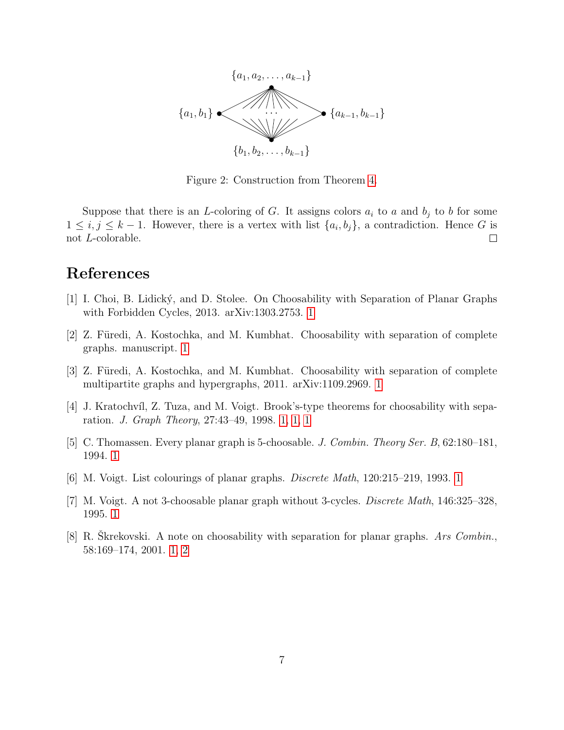$\{a_1, a_2, \ldots, a_{k-1}\}$

$\{a_1, b_1\}$

$\{a_{k-1}, b_{k-1}\}$

$\{b_1, b_2, \ldots, b_{k-1}\}$

Figure 2: Construction from Theorem 4.

Suppose that there is an $L$-coloring of $G$. It assigns colors $a_i$ to $a$ and $b_j$ to $b$ for some $1 \leq i, j \leq k-1$. However, there is a vertex with list $\{a_i, b_j\}$, a contradiction. Hence $G$ is not $L$-colorable. □

## References

[1] I. Choi, B. Lidický, and D. Stolee. On Choosability with Separation of Planar Graphs with Forbidden Cycles, 2013. arXiv:1303.2753. 1

[2] Z. Füredi, A. Kostochka, and M. Kumbhat. Choosability with separation of complete graphs. manuscript. 1

[3] Z. Füredi, A. Kostochka, and M. Kumbhat. Choosability with separation of complete multipartite graphs and hypergraphs, 2011. arXiv:1109.2969. 1

[4] J. Kratochvíl, Z. Tuza, and M. Voigt. Brook's-type theorems for choosability with separation. *J. Graph Theory*, 27:43–49, 1998. 1, 1, 1

[5] C. Thomassen. Every planar graph is 5-choosable. *J. Combin. Theory Ser. B*, 62:180–181, 1994. 1

[6] M. Voigt. List colourings of planar graphs. *Discrete Math*, 120:215–219, 1993. 1

[7] M. Voigt. A not 3-choosable planar graph without 3-cycles. *Discrete Math*, 146:325–328, 1995. 1

[8] R. Škrekovski. A note on choosability with separation for planar graphs. *Ars Combin.*, 58:169–174, 2001. 1, 2